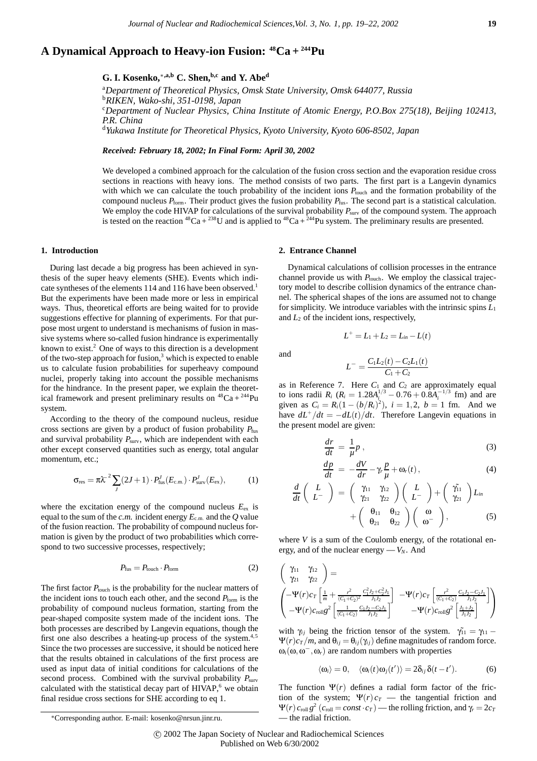# A Dynamical Approach to Heavy-ion Fusion: $^{48}$Ca + $^{244}$Pu

**G. I. Kosenko,**[*,a,b] **C. Shen,**[b,c] **and Y. Abe**[d]

[a] *Department of Theoretical Physics, Omsk State University, Omsk 644077, Russia*
[b] *RIKEN, Wako-shi, 351-0198, Japan*
[c] *Department of Nuclear Physics, China Institute of Atomic Energy, P.O.Box 275(18), Beijing 102413, P.R. China*
[d] *Yukawa Institute for Theoretical Physics, Kyoto University, Kyoto 606-8502, Japan*

***Received: February 18, 2002; In Final Form: April 30, 2002***

We developed a combined approach for the calculation of the fusion cross section and the evaporation residue cross sections in reactions with heavy ions. The method consists of two parts. The first part is a Langevin dynamics with which we can calculate the touch probability of the incident ions $P_{\rm touch}$ and the formation probability of the compound nucleus $P_{\rm form}$. Their product gives the fusion probability $P_{\rm fus}$. The second part is a statistical calculation. We employ the code HIVAP for calculations of the survival probability $P_{\rm surv}$ of the compound system. The approach is tested on the reaction $^{48}$Ca + $^{238}$U and is applied to $^{48}$Ca + $^{244}$Pu system. The preliminary results are presented.

## 1. Introduction

During last decade a big progress has been achieved in synthesis of the super heavy elements (SHE). Events which indicate syntheses of the elements 114 and 116 have been observed.[1] But the experiments have been made more or less in empirical ways. Thus, theoretical efforts are being waited for to provide suggestions effective for planning of experiments. For that purpose most urgent to understand is mechanisms of fusion in massive systems where so-called fusion hindrance is experimentally known to exist.[2] One of ways to this direction is a development of the two-step approach for fusion,[3] which is expected to enable us to calculate fusion probabilities for superheavy compound nuclei, properly taking into account the possible mechanisms for the hindrance. In the present paper, we explain the theoretical framework and present preliminary results on $^{48}$Ca + $^{244}$Pu system.

According to the theory of the compound nucleus, residue cross sections are given by a product of fusion probability $P_{\rm fus}$ and survival probability $P_{\rm surv}$, which are independent with each other except conserved quantities such as energy, total angular momentum, etc.;

$$\sigma_{\rm res} = \pi\lambda\!\!\!^{-2} \sum_J (2J+1)\cdot P^J_{\rm fus}(E_{\rm c.m.})\cdot P^J_{\rm surv}(E_{\rm ex}), \qquad (1)$$

where the excitation energy of the compound nucleus $E_{\rm ex}$ is equal to the sum of the *c.m.* incident energy $E_{\rm c.m.}$ and the $Q$ value of the fusion reaction. The probability of compound nucleus formation is given by the product of two probabilities which correspond to two successive processes, respectively;

$$P_{\rm fus} = P_{\rm touch}\cdot P_{\rm form} \qquad (2)$$

The first factor $P_{\rm touch}$ is the probability for the nuclear matters of the incident ions to touch each other, and the second $P_{\rm form}$ is the probability of compound nucleus formation, starting from the pear-shaped composite system made of the incident ions. The both processes are described by Langevin equations, though the first one also describes a heating-up process of the system.[4,5] Since the two processes are successive, it should be noticed here that the results obtained in calculations of the first process are used as input data of initial conditions for calculations of the second process. Combined with the survival probability $P_{\rm surv}$ calculated with the statistical decay part of HIVAP,[6] we obtain final residue cross sections for SHE according to eq 1.

## 2. Entrance Channel

Dynamical calculations of collision processes in the entrance channel provide us with $P_{\rm touch}$. We employ the classical trajectory model to describe collision dynamics of the entrance channel. The spherical shapes of the ions are assumed not to change for simplicity. We introduce variables with the intrinsic spins $L_1$ and $L_2$ of the incident ions, respectively,

$$L^+ = L_1 + L_2 = L_{in} - L(t)$$

and

$$L^- = \frac{C_1 L_2(t) - C_2 L_1(t)}{C_1 + C_2}$$

as in Reference 7. Here $C_1$ and $C_2$ are approximately equal to ions radii $R_i$ ($R_i = 1.28A_i^{1/3} - 0.76 + 0.8A_i^{-1/3}$ fm) and are given as $C_i = R_i(1-(b/R_i)^2)$, $i = 1,2$, $b = 1$ fm. And we have $dL^+/dt = -dL(t)/dt$. Therefore Langevin equations in the present model are given:

$$\frac{dr}{dt} = \frac{1}{\mu}p\,, \qquad (3)$$

$$\frac{dp}{dt} = -\frac{dV}{dr} - \gamma_r\frac{p}{\mu} + \omega_r(t)\,, \qquad (4)$$

$$\frac{d}{dt}\begin{pmatrix} L \\ L^- \end{pmatrix} = \begin{pmatrix} \gamma_{11} & \gamma_{12} \\ \gamma_{21} & \gamma_{22} \end{pmatrix}\begin{pmatrix} L \\ L^- \end{pmatrix} + \begin{pmatrix} \tilde{\gamma_{11}} \\ \gamma_{21} \end{pmatrix} L_{in} + \begin{pmatrix} \theta_{11} & \theta_{12} \\ \theta_{21} & \theta_{22} \end{pmatrix}\begin{pmatrix} \omega \\ \omega^- \end{pmatrix}, \qquad (5)$$

where $V$ is a sum of the Coulomb energy, of the rotational energy, and of the nuclear energy — $V_N$. And

$$\begin{pmatrix} \gamma_{11} & \gamma_{12} \\ \gamma_{21} & \gamma_{22} \end{pmatrix} = \begin{pmatrix} -\Psi(r)c_T\left[\frac{1}{m} + \frac{r^2}{(C_1+C_2)^2}\frac{C_1^2J_2 + C_2^2J_1}{J_1J_2}\right] & -\Psi(r)c_T\left[\frac{r^2}{(C_1+C_2)}\frac{C_1J_2 - C_2J_1}{J_1J_2}\right] \\ -\Psi(r)c_{\rm roll}g^2\left[\frac{1}{(C_1+C_2)}\frac{C_1J_2-C_2J_1}{J_1J_2}\right] & -\Psi(r)c_{\rm roll}g^2\left[\frac{J_1+J_2}{J_1J_2}\right] \end{pmatrix}$$

with $\gamma_{ij}$ being the friction tensor of the system. $\tilde{\gamma_{11}} = \gamma_{11} - \Psi(r)c_T/m$, and $\theta_{ij} = \theta_{ij}(\gamma_{ij})$ define magnitudes of random force. $\omega_i(\omega, \omega^-, \omega_r)$ are random numbers with properties

$$\langle\omega_i\rangle = 0, \quad \langle\omega_i(t)\omega_j(t')\rangle = 2\delta_{ij}\,\delta(t-t'). \qquad (6)$$

The function $\Psi(r)$ defines a radial form factor of the friction of the system; $\Psi(r)\,c_T$ — the tangential friction and $\Psi(r)\,c_{\rm roll}\,g^2$ ($c_{\rm roll} = const\cdot c_T$) — the rolling friction, and $\gamma_r = 2c_T$ — the radial friction.

*Corresponding author. E-mail: kosenko@nrsun.jinr.ru.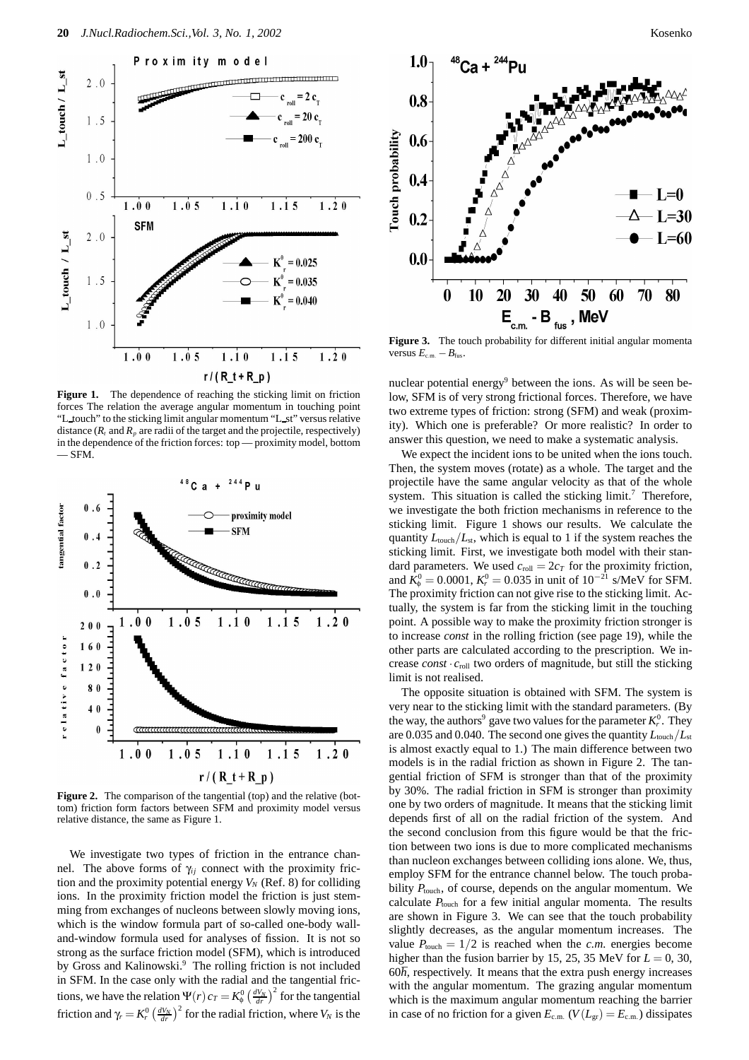**Figure 1.** The dependence of reaching the sticking limit on friction forces The relation the average angular momentum in touching point "L_touch" to the sticking limit angular momentum "L_st" versus relative distance ($R_t$ and $R_p$ are radii of the target and the projectile, respectively) in the dependence of the friction forces: top — proximity model, bottom — SFM.

**Figure 2.** The comparison of the tangential (top) and the relative (bottom) friction form factors between SFM and proximity model versus relative distance, the same as Figure 1.

We investigate two types of friction in the entrance channel. The above forms of $\gamma_{ij}$ connect with the proximity friction and the proximity potential energy $V_N$ (Ref. 8) for colliding ions. In the proximity friction model the friction is just stemming from exchanges of nucleons between slowly moving ions, which is the window formula part of so-called one-body wall-and-window formula used for analyses of fission. It is not so strong as the surface friction model (SFM), which is introduced by Gross and Kalinowski.[9] The rolling friction is not included in SFM. In the case only with the radial and the tangential frictions, we have the relation $\Psi(r)\,c_T = K_\phi^0 \left(\frac{dV_N}{dr}\right)^2$ for the tangential friction and $\gamma_r = K_r^0 \left(\frac{dV_N}{dr}\right)^2$ for the radial friction, where $V_N$ is the nuclear potential energy[9] between the ions. As will be seen below, SFM is of very strong frictional forces. Therefore, we have two extreme types of friction: strong (SFM) and weak (proximity). Which one is preferable? Or more realistic? In order to answer this question, we need to make a systematic analysis.

**Figure 3.** The touch probability for different initial angular momenta versus $E_{\text{c.m.}} - B_{\text{fus}}$.

We expect the incident ions to be united when the ions touch. Then, the system moves (rotate) as a whole. The target and the projectile have the same angular velocity as that of the whole system. This situation is called the sticking limit.[7] Therefore, we investigate the both friction mechanisms in reference to the sticking limit. Figure 1 shows our results. We calculate the quantity $L_{\text{touch}}/L_{\text{st}}$, which is equal to 1 if the system reaches the sticking limit. First, we investigate both model with their standard parameters. We used $c_{\text{roll}} = 2c_T$ for the proximity friction, and $K_\phi^0 = 0.0001$, $K_r^0 = 0.035$ in unit of $10^{-21}$ s/MeV for SFM. The proximity friction can not give rise to the sticking limit. Actually, the system is far from the sticking limit in the touching point. A possible way to make the proximity friction stronger is to increase *const* in the rolling friction (see page 19), while the other parts are calculated according to the prescription. We increase $const \cdot c_{\text{roll}}$ two orders of magnitude, but still the sticking limit is not realised.

The opposite situation is obtained with SFM. The system is very near to the sticking limit with the standard parameters. (By the way, the authors[9] gave two values for the parameter $K_r^0$. They are 0.035 and 0.040. The second one gives the quantity $L_{\text{touch}}/L_{\text{st}}$ is almost exactly equal to 1.) The main difference between two models is in the radial friction as shown in Figure 2. The tangential friction of SFM is stronger than that of the proximity by 30%. The radial friction in SFM is stronger than proximity one by two orders of magnitude. It means that the sticking limit depends first of all on the radial friction of the system. And the second conclusion from this figure would be that the friction between two ions is due to more complicated mechanisms than nucleon exchanges between colliding ions alone. We, thus, employ SFM for the entrance channel below. The touch probability $P_{\text{touch}}$, of course, depends on the angular momentum. We calculate $P_{\text{touch}}$ for a few initial angular momenta. The results are shown in Figure 3. We can see that the touch probability slightly decreases, as the angular momentum increases. The value $P_{\text{touch}} = 1/2$ is reached when the *c.m.* energies become higher than the fusion barrier by 15, 25, 35 MeV for $L = 0$, 30, $60\hbar$, respectively. It means that the extra push energy increases with the angular momentum. The grazing angular momentum which is the maximum angular momentum reaching the barrier in case of no friction for a given $E_{\text{c.m.}}$ ($V(L_{\text{gr}}) = E_{\text{c.m.}}$) dissipates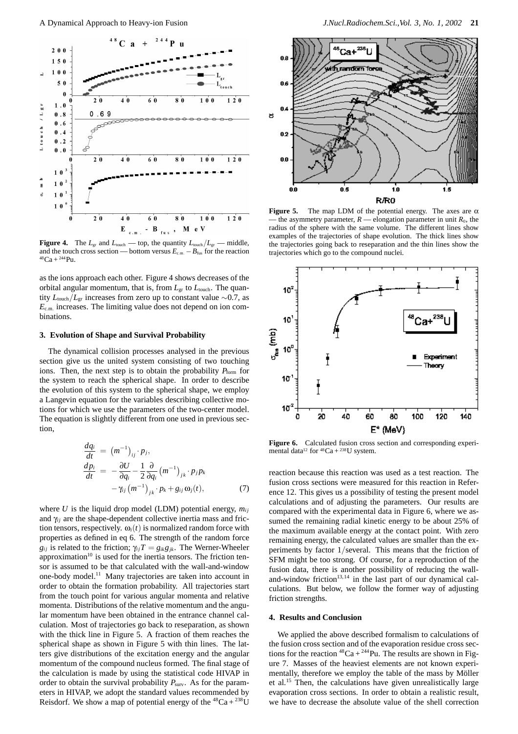**Figure 4.** The $L_{gr}$ and $L_{touch}$ — top, the quantity $L_{touch}/L_{gr}$ — middle, and the touch cross section — bottom versus $E_{c.m.} - B_{fus}$ for the reaction $^{48}Ca + ^{244}Pu$.

as the ions approach each other. Figure 4 shows decreases of the orbital angular momentum, that is, from $L_{gr}$ to $L_{touch}$. The quantity $L_{touch}/L_{gr}$ increases from zero up to constant value $\sim$0.7, as $E_{c.m.}$ increases. The limiting value does not depend on ion combinations.

### 3. Evolution of Shape and Survival Probability

The dynamical collision processes analysed in the previous section give us the united system consisting of two touching ions. Then, the next step is to obtain the probability $P_{form}$ for the system to reach the spherical shape. In order to describe the evolution of this system to the spherical shape, we employ a Langevin equation for the variables describing collective motions for which we use the parameters of the two-center model. The equation is slightly different from one used in previous section,

$$
\begin{aligned}
\frac{dq_i}{dt} &= \left(m^{-1}\right)_{ij} \cdot p_j, \\
\frac{dp_i}{dt} &= -\frac{\partial U}{\partial q_i} - \frac{1}{2}\frac{\partial}{\partial q_i}\left(m^{-1}\right)_{jk} \cdot p_j p_k \\
&\quad - \gamma_{ij}\left(m^{-1}\right)_{jk} \cdot p_k + g_{ij}\,\omega_j(t),
\end{aligned}
\tag{7}
$$

where $U$ is the liquid drop model (LDM) potential energy, $m_{ij}$ and $\gamma_{ij}$ are the shape-dependent collective inertia mass and friction tensors, respectively. $\omega_i(t)$ is normalized random force with properties as defined in eq 6. The strength of the random force $g_{ij}$ is related to the friction; $\gamma_{ij}T = g_{ik}g_{jk}$. The Werner-Wheeler approximation[10] is used for the inertia tensors. The friction tensor is assumed to be that calculated with the wall-and-window one-body model.[11] Many trajectories are taken into account in order to obtain the formation probability. All trajectories start from the touch point for various angular momenta and relative momenta. Distributions of the relative momentum and the angular momentum have been obtained in the entrance channel calculation. Most of trajectories go back to reseparation, as shown with the thick line in Figure 5. A fraction of them reaches the spherical shape as shown in Figure 5 with thin lines. The latters give distributions of the excitation energy and the angular momentum of the compound nucleus formed. The final stage of the calculation is made by using the statistical code HIVAP in order to obtain the survival probability $P_{surv}$. As for the parameters in HIVAP, we adopt the standard values recommended by Reisdorf. We show a map of potential energy of the $^{48}Ca + ^{238}U$

**Figure 5.** The map LDM of the potential energy. The axes are $\alpha$ — the asymmetry parameter, $R$ — elongation parameter in unit $R_0$, the radius of the sphere with the same volume. The different lines show examples of the trajectories of shape evolution. The thick lines show the trajectories going back to reseparation and the thin lines show the trajectories which go to the compound nuclei.

**Figure 6.** Calculated fusion cross section and corresponding experimental data[12] for $^{48}Ca + ^{238}U$ system.

reaction because this reaction was used as a test reaction. The fusion cross sections were measured for this reaction in Reference 12. This gives us a possibility of testing the present model calculations and of adjusting the parameters. Our results are compared with the experimental data in Figure 6, where we assumed the remaining radial kinetic energy to be about 25% of the maximum available energy at the contact point. With zero remaining energy, the calculated values are smaller than the experiments by factor 1/several. This means that the friction of SFM might be too strong. Of course, for a reproduction of the fusion data, there is another possibility of reducing the wall-and-window friction[13,14] in the last part of our dynamical calculations. But below, we follow the former way of adjusting friction strengths.

### 4. Results and Conclusion

We applied the above described formalism to calculations of the fusion cross section and of the evaporation residue cross sections for the reaction $^{48}Ca + ^{244}Pu$. The results are shown in Figure 7. Masses of the heaviest elements are not known experimentally, therefore we employ the table of the mass by Möller et al.[15] Then, the calculations have given unrealistically large evaporation cross sections. In order to obtain a realistic result, we have to decrease the absolute value of the shell correction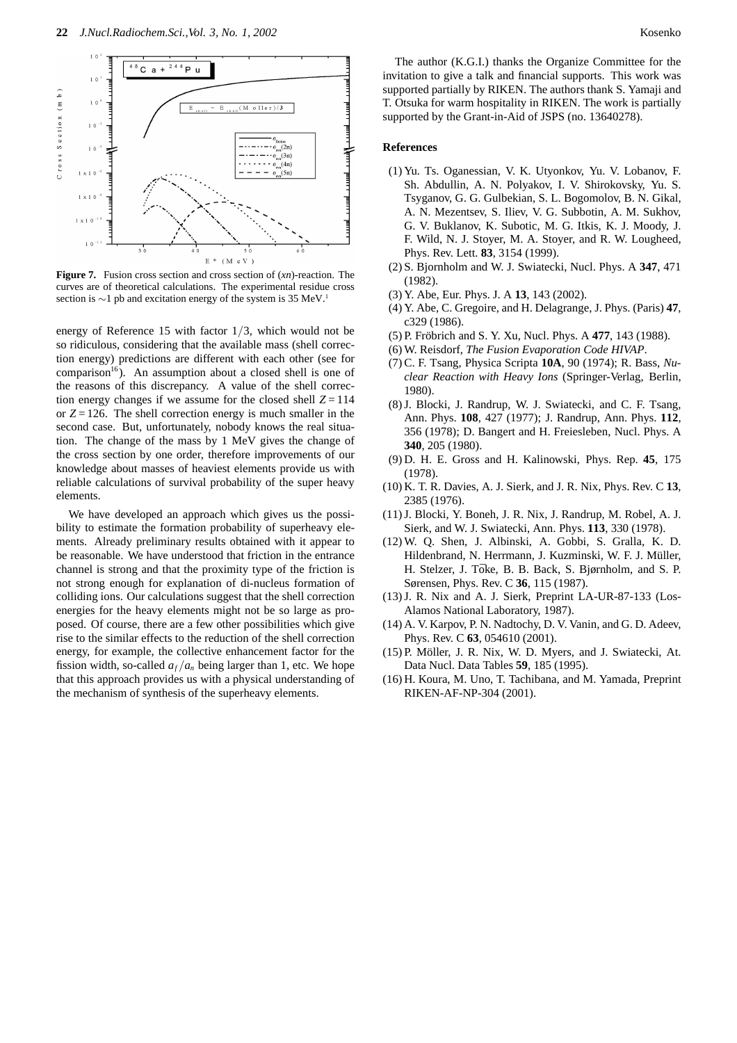48Ca + 244Pu

$E_{shell} = E_{shell}$(Moller)/3

Cross Section (mb)

$10^2$
$10^1$
$10^0$
$10^{-1}$
$10^{-2}$
$1\times10^{-8}$
$1\times10^{-9}$
$1\times10^{-10}$
$10^{-11}$

30
40
50
60

E* (MeV)

$\sigma_{fusion}$
$\sigma_{eva}(2n)$
$\sigma_{eva}(3n)$
$\sigma_{eva}(4n)$
$\sigma_{eva}(5n)$

**Figure 7.** Fusion cross section and cross section of ($xn$)-reaction. The curves are of theoretical calculations. The experimental residue cross section is ∼1 pb and excitation energy of the system is 35 MeV.[1]

energy of Reference 15 with factor $1/3$, which would not be so ridiculous, considering that the available mass (shell correction energy) predictions are different with each other (see for comparison[16]). An assumption about a closed shell is one of the reasons of this discrepancy. A value of the shell correction energy changes if we assume for the closed shell $Z = 114$ or $Z = 126$. The shell correction energy is much smaller in the second case. But, unfortunately, nobody knows the real situation. The change of the mass by 1 MeV gives the change of the cross section by one order, therefore improvements of our knowledge about masses of heaviest elements provide us with reliable calculations of survival probability of the super heavy elements.

We have developed an approach which gives us the possibility to estimate the formation probability of superheavy elements. Already preliminary results obtained with it appear to be reasonable. We have understood that friction in the entrance channel is strong and that the proximity type of the friction is not strong enough for explanation of di-nucleus formation of colliding ions. Our calculations suggest that the shell correction energies for the heavy elements might not be so large as proposed. Of course, there are a few other possibilities which give rise to the similar effects to the reduction of the shell correction energy, for example, the collective enhancement factor for the fission width, so-called $a_f/a_n$ being larger than 1, etc. We hope that this approach provides us with a physical understanding of the mechanism of synthesis of the superheavy elements.

The author (K.G.I.) thanks the Organize Committee for the invitation to give a talk and financial supports. This work was supported partially by RIKEN. The authors thank S. Yamaji and T. Otsuka for warm hospitality in RIKEN. The work is partially supported by the Grant-in-Aid of JSPS (no. 13640278).

## References

(1) Yu. Ts. Oganessian, V. K. Utyonkov, Yu. V. Lobanov, F. Sh. Abdullin, A. N. Polyakov, I. V. Shirokovsky, Yu. S. Tsyganov, G. G. Gulbekian, S. L. Bogomolov, B. N. Gikal, A. N. Mezentsev, S. Iliev, V. G. Subbotin, A. M. Sukhov, G. V. Buklanov, K. Subotic, M. G. Itkis, K. J. Moody, J. F. Wild, N. J. Stoyer, M. A. Stoyer, and R. W. Lougheed, Phys. Rev. Lett. **83**, 3154 (1999).

(2) S. Bjornholm and W. J. Swiatecki, Nucl. Phys. A **347**, 471 (1982).

(3) Y. Abe, Eur. Phys. J. A **13**, 143 (2002).

(4) Y. Abe, C. Gregoire, and H. Delagrange, J. Phys. (Paris) **47**, c329 (1986).

(5) P. Fröbrich and S. Y. Xu, Nucl. Phys. A **477**, 143 (1988).

(6) W. Reisdorf, *The Fusion Evaporation Code HIVAP*.

(7) C. F. Tsang, Physica Scripta **10A**, 90 (1974); R. Bass, *Nuclear Reaction with Heavy Ions* (Springer-Verlag, Berlin, 1980).

(8) J. Blocki, J. Randrup, W. J. Swiatecki, and C. F. Tsang, Ann. Phys. **108**, 427 (1977); J. Randrup, Ann. Phys. **112**, 356 (1978); D. Bangert and H. Freiesleben, Nucl. Phys. A **340**, 205 (1980).

(9) D. H. E. Gross and H. Kalinowski, Phys. Rep. **45**, 175 (1978).

(10) K. T. R. Davies, A. J. Sierk, and J. R. Nix, Phys. Rev. C **13**, 2385 (1976).

(11) J. Blocki, Y. Boneh, J. R. Nix, J. Randrup, M. Robel, A. J. Sierk, and W. J. Swiatecki, Ann. Phys. **113**, 330 (1978).

(12) W. Q. Shen, J. Albinski, A. Gobbi, S. Gralla, K. D. Hildenbrand, N. Herrmann, J. Kuzminski, W. F. J. Müller, H. Stelzer, J. Tōke, B. B. Back, S. Bjørnholm, and S. P. Sørensen, Phys. Rev. C **36**, 115 (1987).

(13) J. R. Nix and A. J. Sierk, Preprint LA-UR-87-133 (Los-Alamos National Laboratory, 1987).

(14) A. V. Karpov, P. N. Nadtochy, D. V. Vanin, and G. D. Adeev, Phys. Rev. C **63**, 054610 (2001).

(15) P. Möller, J. R. Nix, W. D. Myers, and J. Swiatecki, At. Data Nucl. Data Tables **59**, 185 (1995).

(16) H. Koura, M. Uno, T. Tachibana, and M. Yamada, Preprint RIKEN-AF-NP-304 (2001).